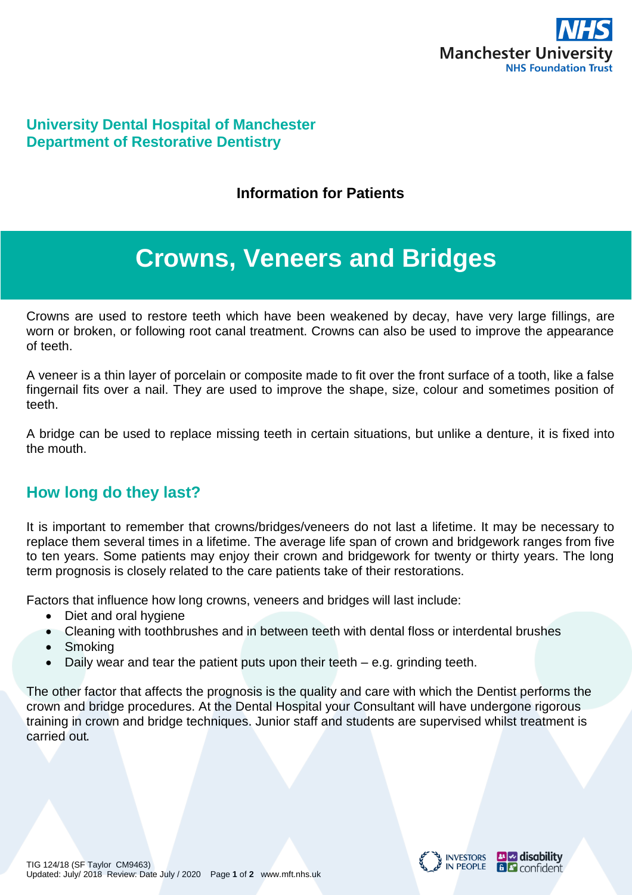**University Dental Hospital of Manchester**
**Department of Restorative Dentistry**

**Information for Patients**

# Crowns, Veneers and Bridges

Crowns are used to restore teeth which have been weakened by decay, have very large fillings, are worn or broken, or following root canal treatment. Crowns can also be used to improve the appearance of teeth.

A veneer is a thin layer of porcelain or composite made to fit over the front surface of a tooth, like a false fingernail fits over a nail. They are used to improve the shape, size, colour and sometimes position of teeth.

A bridge can be used to replace missing teeth in certain situations, but unlike a denture, it is fixed into the mouth.

## How long do they last?

It is important to remember that crowns/bridges/veneers do not last a lifetime. It may be necessary to replace them several times in a lifetime. The average life span of crown and bridgework ranges from five to ten years. Some patients may enjoy their crown and bridgework for twenty or thirty years. The long term prognosis is closely related to the care patients take of their restorations.

Factors that influence how long crowns, veneers and bridges will last include:

- Diet and oral hygiene
- Cleaning with toothbrushes and in between teeth with dental floss or interdental brushes
- Smoking
- Daily wear and tear the patient puts upon their teeth – e.g. grinding teeth.

The other factor that affects the prognosis is the quality and care with which the Dentist performs the crown and bridge procedures. At the Dental Hospital your Consultant will have undergone rigorous training in crown and bridge techniques. Junior staff and students are supervised whilst treatment is carried out.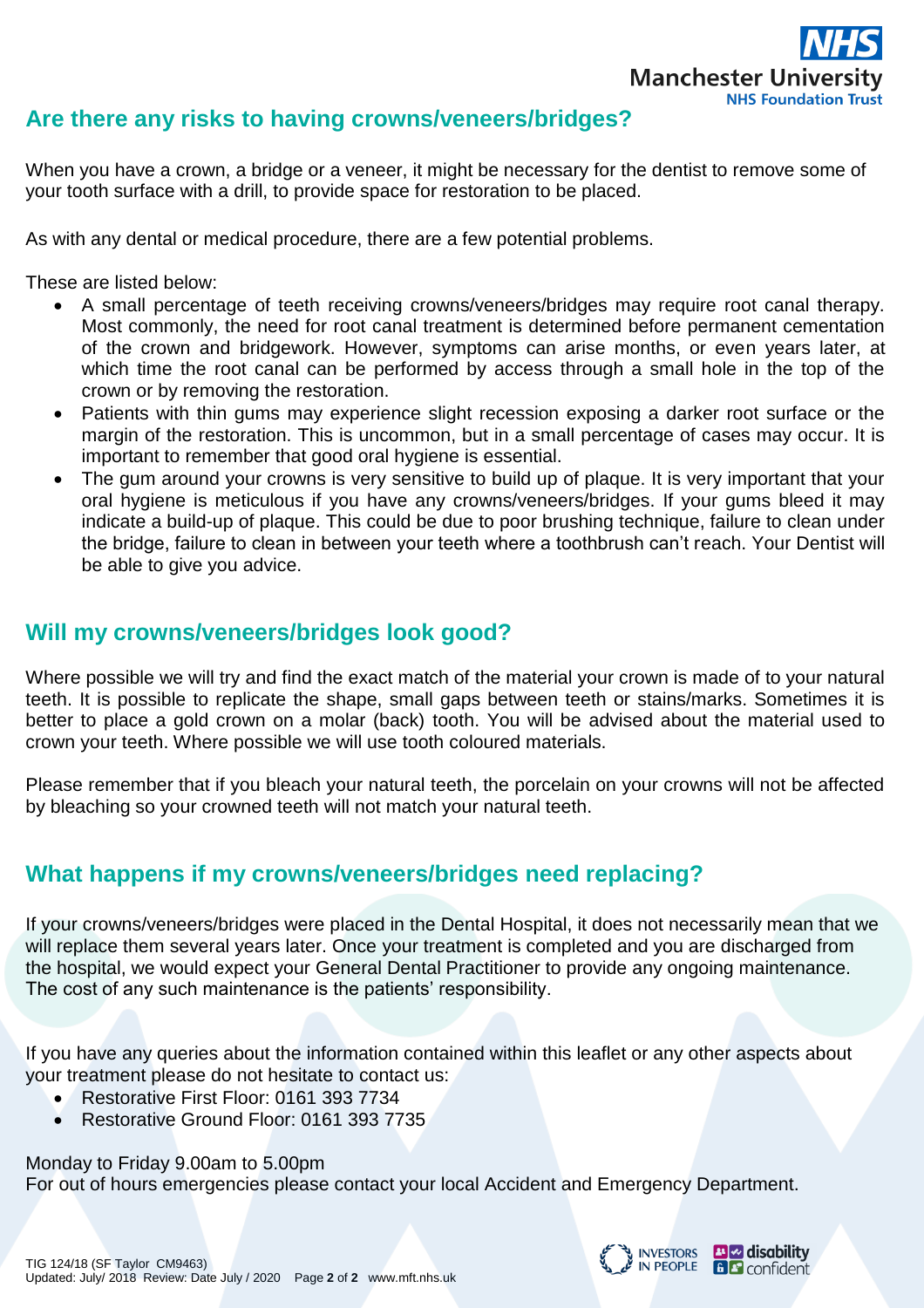## Are there any risks to having crowns/veneers/bridges?

When you have a crown, a bridge or a veneer, it might be necessary for the dentist to remove some of your tooth surface with a drill, to provide space for restoration to be placed.

As with any dental or medical procedure, there are a few potential problems.

These are listed below:

- A small percentage of teeth receiving crowns/veneers/bridges may require root canal therapy. Most commonly, the need for root canal treatment is determined before permanent cementation of the crown and bridgework. However, symptoms can arise months, or even years later, at which time the root canal can be performed by access through a small hole in the top of the crown or by removing the restoration.
- Patients with thin gums may experience slight recession exposing a darker root surface or the margin of the restoration. This is uncommon, but in a small percentage of cases may occur. It is important to remember that good oral hygiene is essential.
- The gum around your crowns is very sensitive to build up of plaque. It is very important that your oral hygiene is meticulous if you have any crowns/veneers/bridges. If your gums bleed it may indicate a build-up of plaque. This could be due to poor brushing technique, failure to clean under the bridge, failure to clean in between your teeth where a toothbrush can't reach. Your Dentist will be able to give you advice.

## Will my crowns/veneers/bridges look good?

Where possible we will try and find the exact match of the material your crown is made of to your natural teeth. It is possible to replicate the shape, small gaps between teeth or stains/marks. Sometimes it is better to place a gold crown on a molar (back) tooth. You will be advised about the material used to crown your teeth. Where possible we will use tooth coloured materials.

Please remember that if you bleach your natural teeth, the porcelain on your crowns will not be affected by bleaching so your crowned teeth will not match your natural teeth.

## What happens if my crowns/veneers/bridges need replacing?

If your crowns/veneers/bridges were placed in the Dental Hospital, it does not necessarily mean that we will replace them several years later. Once your treatment is completed and you are discharged from the hospital, we would expect your General Dental Practitioner to provide any ongoing maintenance. The cost of any such maintenance is the patients' responsibility.

If you have any queries about the information contained within this leaflet or any other aspects about your treatment please do not hesitate to contact us:

- Restorative First Floor: 0161 393 7734
- Restorative Ground Floor: 0161 393 7735

Monday to Friday 9.00am to 5.00pm
For out of hours emergencies please contact your local Accident and Emergency Department.

TIG 124/18 (SF Taylor CM9463)
Updated: July/ 2018 Review: Date July / 2020 www.mft.nhs.uk